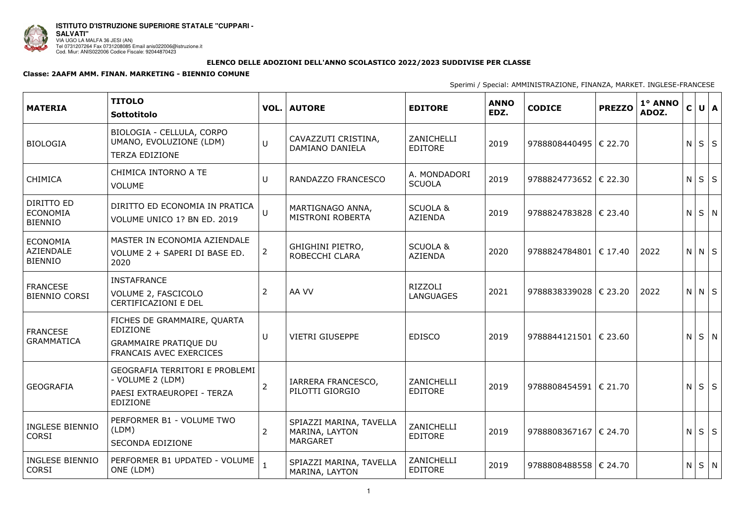**ISTITUTO D'ISTRUZIONE SUPERIORE STATALE "CUPPARI - SALVATI"**
VIA UGO LA MALFA 36 JESI (AN)
Tel 0731207264 Fax 0731208085 Email anis022006@istruzione.it
Cod. Miur: ANIS022006 Codice Fiscale: 92044870423

**ELENCO DELLE ADOZIONI DELL'ANNO SCOLASTICO 2022/2023 SUDDIVISE PER CLASSE**

**Classe: 2AAFM AMM. FINAN. MARKETING - BIENNIO COMUNE**

Sperimi / Special: AMMINISTRAZIONE, FINANZA, MARKET. INGLESE-FRANCESE

| MATERIA | TITOLO<br>Sottotitolo | VOL. | AUTORE | EDITORE | ANNO EDZ. | CODICE | PREZZO | 1° ANNO ADOZ. | C | U | A |
|---|---|---|---|---|---|---|---|---|---|---|---|
| BIOLOGIA | BIOLOGIA - CELLULA, CORPO UMANO, EVOLUZIONE (LDM)<br>TERZA EDIZIONE | U | CAVAZZUTI CRISTINA, DAMIANO DANIELA | ZANICHELLI EDITORE | 2019 | 9788808440495 | € 22.70 | | N | S | S |
| CHIMICA | CHIMICA INTORNO A TE<br>VOLUME | U | RANDAZZO FRANCESCO | A. MONDADORI SCUOLA | 2019 | 9788824773652 | € 22.30 | | N | S | S |
| DIRITTO ED ECONOMIA BIENNIO | DIRITTO ED ECONOMIA IN PRATICA<br>VOLUME UNICO 1? BN ED. 2019 | U | MARTIGNAGO ANNA, MISTRONI ROBERTA | SCUOLA & AZIENDA | 2019 | 9788824783828 | € 23.40 | | N | S | N |
| ECONOMIA AZIENDALE BIENNIO | MASTER IN ECONOMIA AZIENDALE<br>VOLUME 2 + SAPERI DI BASE ED. 2020 | 2 | GHIGHINI PIETRO, ROBECCHI CLARA | SCUOLA & AZIENDA | 2020 | 9788824784801 | € 17.40 | 2022 | N | N | S |
| FRANCESE BIENNIO CORSI | INSTAFRANCE<br>VOLUME 2, FASCICOLO CERTIFICAZIONI E DEL | 2 | AA VV | RIZZOLI LANGUAGES | 2021 | 9788838339028 | € 23.20 | 2022 | N | N | S |
| FRANCESE GRAMMATICA | FICHES DE GRAMMAIRE, QUARTA EDIZIONE<br>GRAMMAIRE PRATIQUE DU FRANCAIS AVEC EXERCICES | U | VIETRI GIUSEPPE | EDISCO | 2019 | 9788844121501 | € 23.60 | | N | S | N |
| GEOGRAFIA | GEOGRAFIA TERRITORI E PROBLEMI - VOLUME 2 (LDM)<br>PAESI EXTRAEUROPEI - TERZA EDIZIONE | 2 | IARRERA FRANCESCO, PILOTTI GIORGIO | ZANICHELLI EDITORE | 2019 | 9788808454591 | € 21.70 | | N | S | S |
| INGLESE BIENNIO CORSI | PERFORMER B1 - VOLUME TWO (LDM)<br>SECONDA EDIZIONE | 2 | SPIAZZI MARINA, TAVELLA MARINA, LAYTON MARGARET | ZANICHELLI EDITORE | 2019 | 9788808367167 | € 24.70 | | N | S | S |
| INGLESE BIENNIO CORSI | PERFORMER B1 UPDATED - VOLUME ONE (LDM) | 1 | SPIAZZI MARINA, TAVELLA MARINA, LAYTON | ZANICHELLI EDITORE | 2019 | 9788808488558 | € 24.70 | | N | S | N |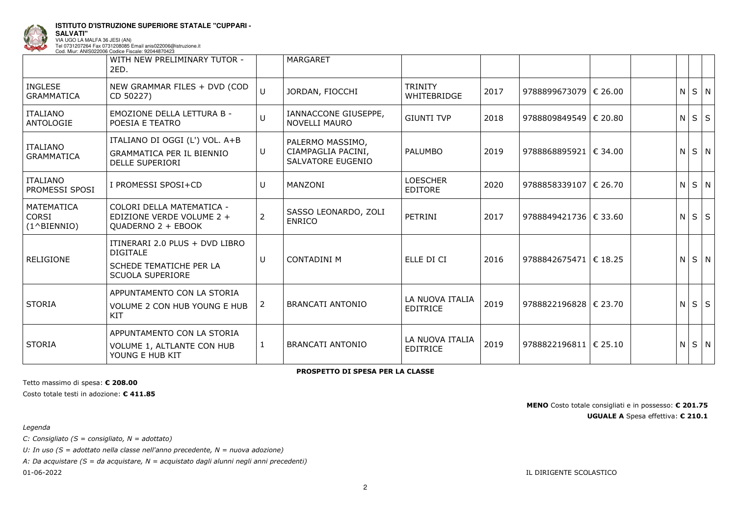| | | | | | | | | | | | |
|---|---|---|---|---|---|---|---|---|---|---|---|
| | WITH NEW PRELIMINARY TUTOR - 2ED. | | MARGARET | | | | | | | | |
| INGLESE GRAMMATICA | NEW GRAMMAR FILES + DVD (COD CD 50227) | U | JORDAN, FIOCCHI | TRINITY WHITEBRIDGE | 2017 | 9788899673079 | € 26.00 | | N | S | N |
| ITALIANO ANTOLOGIE | EMOZIONE DELLA LETTURA B - POESIA E TEATRO | U | IANNACCONE GIUSEPPE, NOVELLI MAURO | GIUNTI TVP | 2018 | 9788809849549 | € 20.80 | | N | S | S |
| ITALIANO GRAMMATICA | ITALIANO DI OGGI (L') VOL. A+B GRAMMATICA PER IL BIENNIO DELLE SUPERIORI | U | PALERMO MASSIMO, CIAMPAGLIA PACINI, SALVATORE EUGENIO | PALUMBO | 2019 | 9788868895921 | € 34.00 | | N | S | N |
| ITALIANO PROMESSI SPOSI | I PROMESSI SPOSI+CD | U | MANZONI | LOESCHER EDITORE | 2020 | 9788858339107 | € 26.70 | | N | S | N |
| MATEMATICA CORSI (1^BIENNIO) | COLORI DELLA MATEMATICA - EDIZIONE VERDE VOLUME 2 + QUADERNO 2 + EBOOK | 2 | SASSO LEONARDO, ZOLI ENRICO | PETRINI | 2017 | 9788849421736 | € 33.60 | | N | S | S |
| RELIGIONE | ITINERARI 2.0 PLUS + DVD LIBRO DIGITALE SCHEDE TEMATICHE PER LA SCUOLA SUPERIORE | U | CONTADINI M | ELLE DI CI | 2016 | 9788842675471 | € 18.25 | | N | S | N |
| STORIA | APPUNTAMENTO CON LA STORIA VOLUME 2 CON HUB YOUNG E HUB KIT | 2 | BRANCATI ANTONIO | LA NUOVA ITALIA EDITRICE | 2019 | 9788822196828 | € 23.70 | | N | S | S |
| STORIA | APPUNTAMENTO CON LA STORIA VOLUME 1, ALTLANTE CON HUB YOUNG E HUB KIT | 1 | BRANCATI ANTONIO | LA NUOVA ITALIA EDITRICE | 2019 | 9788822196811 | € 25.10 | | N | S | N |

**PROSPETTO DI SPESA PER LA CLASSE**

Tetto massimo di spesa: **€ 208.00**

Costo totale testi in adozione: **€ 411.85**

**MENO** Costo totale consigliati e in possesso: **€ 201.75**

**UGUALE A** Spesa effettiva: **€ 210.1**

*Legenda*

*C: Consigliato (S = consigliato, N = adottato)*

*U: In uso (S = adottato nella classe nell'anno precedente, N = nuova adozione)*

*A: Da acquistare (S = da acquistare, N = acquistato dagli alunni negli anni precedenti)*

01-06-2022

IL DIRIGENTE SCOLASTICO